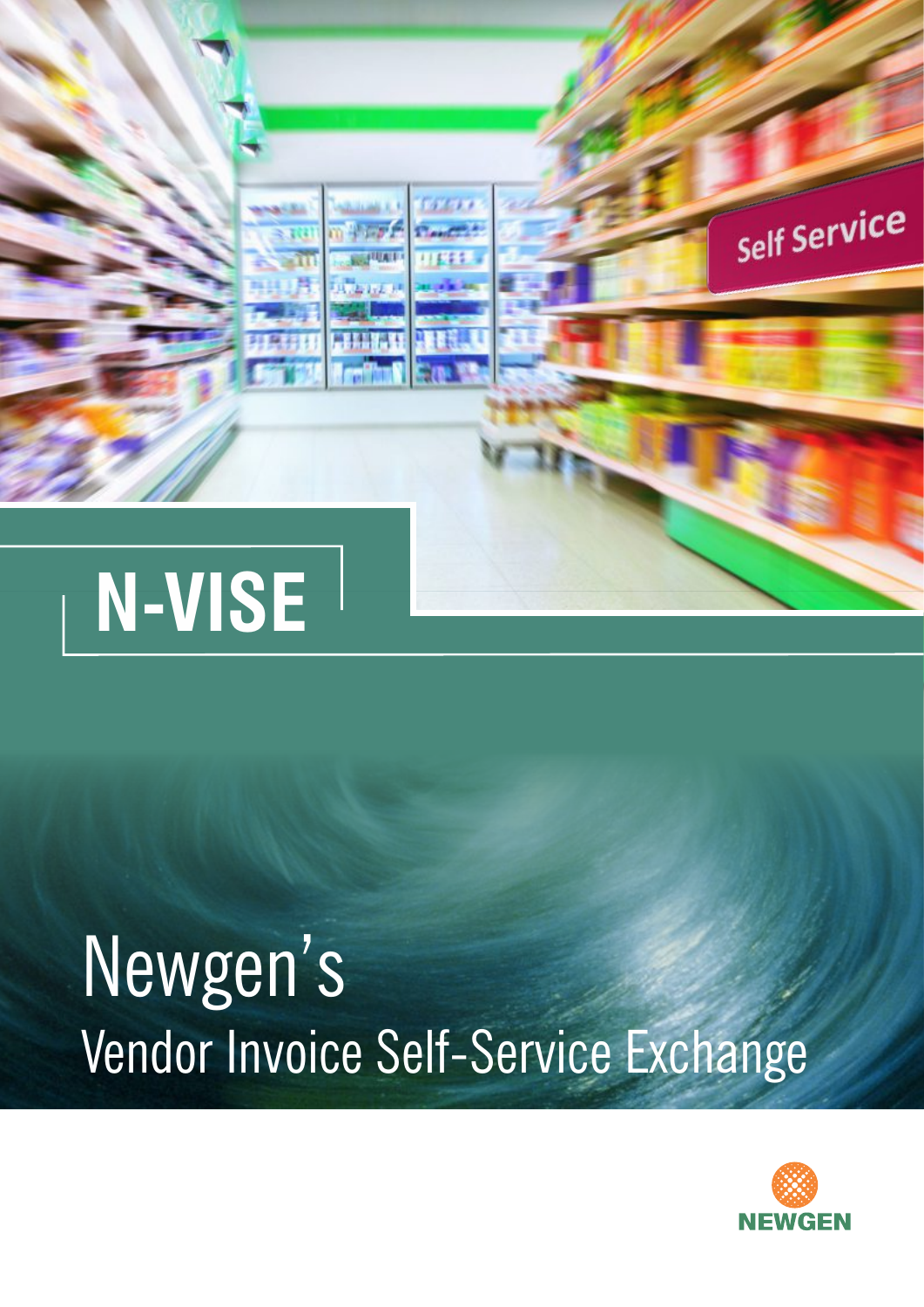# N-VISE

## Newgen's

## Vendor Invoice Self-Service Exchange

NEWGEN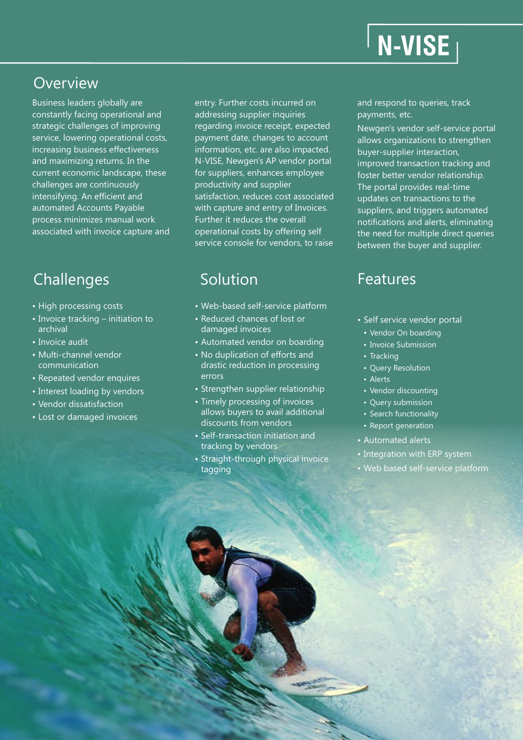# N-VISE

## Overview

Business leaders globally are constantly facing operational and strategic challenges of improving service, lowering operational costs, increasing business effectiveness and maximizing returns. In the current economic landscape, these challenges are continuously intensifying. An efficient and automated Accounts Payable process minimizes manual work associated with invoice capture and entry. Further costs incurred on addressing supplier inquiries regarding invoice receipt, expected payment date, changes to account information, etc. are also impacted. N-VISE, Newgen's AP vendor portal for suppliers, enhances employee productivity and supplier satisfaction, reduces cost associated with capture and entry of Invoices. Further it reduces the overall operational costs by offering self service console for vendors, to raise and respond to queries, track payments, etc.

Newgen's vendor self-service portal allows organizations to strengthen buyer-supplier interaction, improved transaction tracking and foster better vendor relationship. The portal provides real-time updates on transactions to the suppliers, and triggers automated notifications and alerts, eliminating the need for multiple direct queries between the buyer and supplier.

## Challenges

- High processing costs
- Invoice tracking – initiation to archival
- Invoice audit
- Multi-channel vendor communication
- Repeated vendor enquires
- Interest loading by vendors
- Vendor dissatisfaction
- Lost or damaged invoices

## Solution

- Web-based self-service platform
- Reduced chances of lost or damaged invoices
- Automated vendor on boarding
- No duplication of efforts and drastic reduction in processing errors
- Strengthen supplier relationship
- Timely processing of invoices allows buyers to avail additional discounts from vendors
- Self-transaction initiation and tracking by vendors
- Straight-through physical invoice tagging

## Features

- Self service vendor portal
  - Vendor On boarding
  - Invoice Submission
  - Tracking
  - Query Resolution
  - Alerts
  - Vendor discounting
  - Query submission
  - Search functionality
  - Report generation
- Automated alerts
- Integration with ERP system
- Web based self-service platform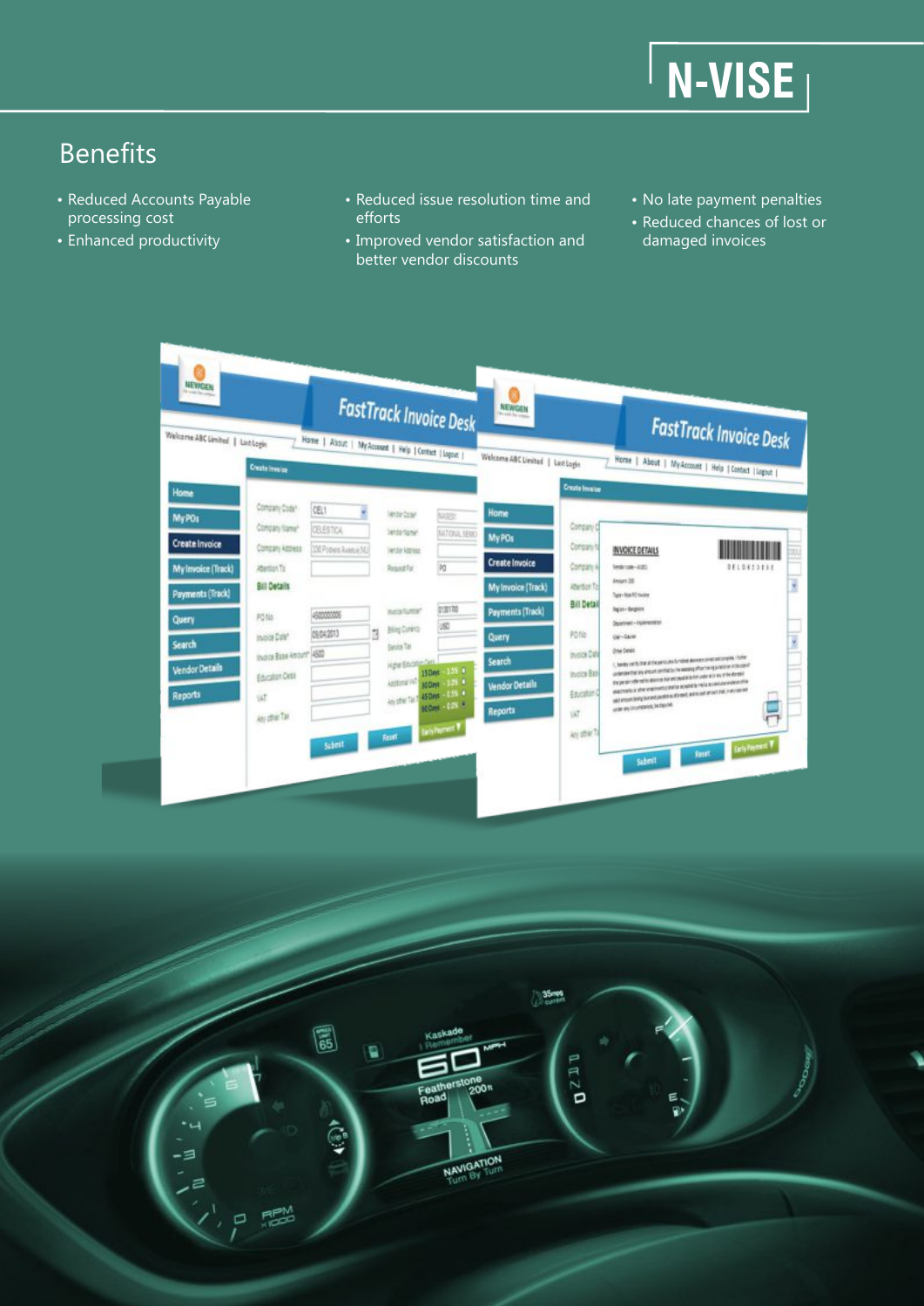# N-VISE

## Benefits

- Reduced Accounts Payable processing cost
- Enhanced productivity
- Reduced issue resolution time and efforts
- Improved vendor satisfaction and better vendor discounts
- No late payment penalties
- Reduced chances of lost or damaged invoices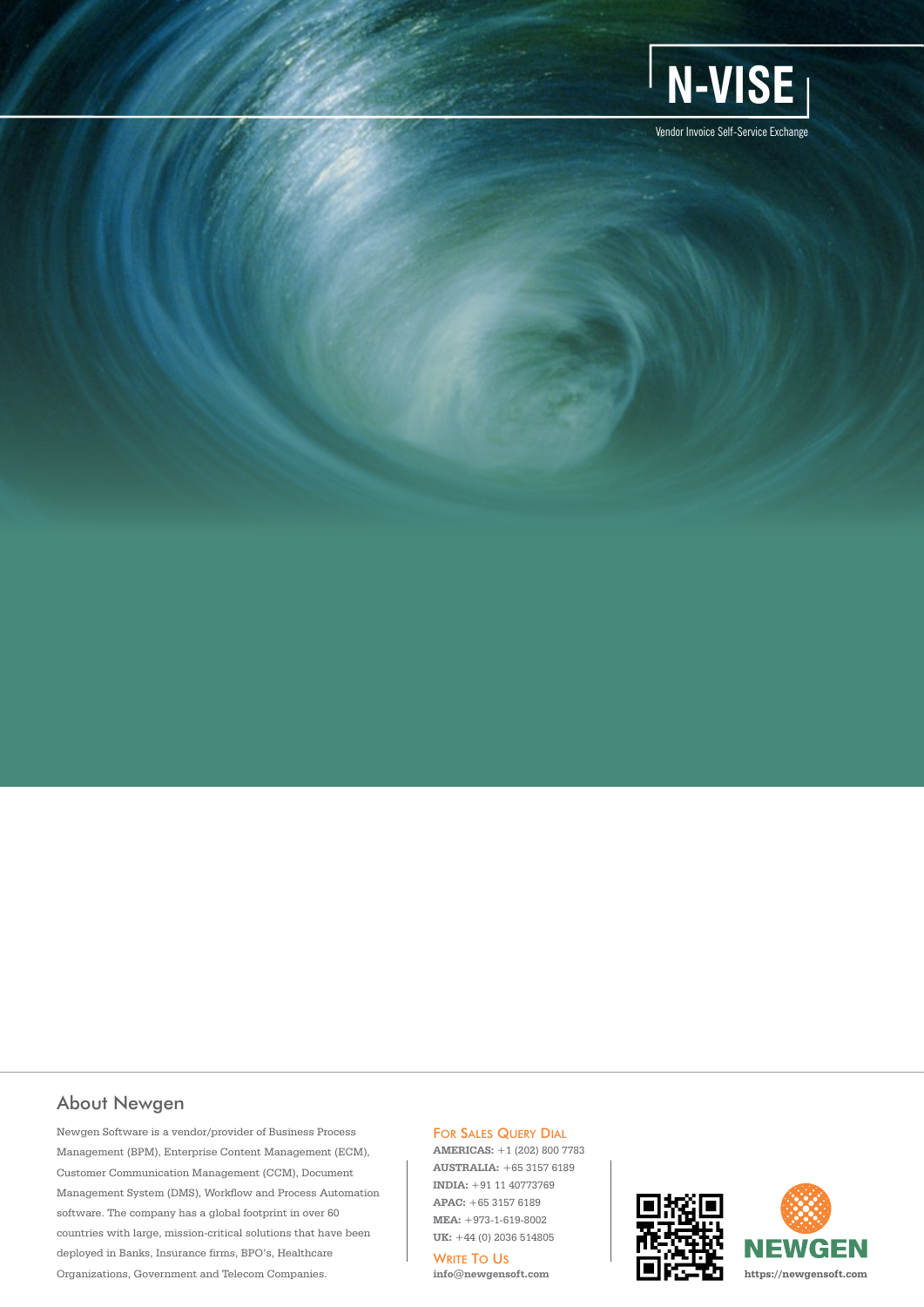# N-VISE

Vendor Invoice Self-Service Exchange

## About Newgen

Newgen Software is a vendor/provider of Business Process Management (BPM), Enterprise Content Management (ECM), Customer Communication Management (CCM), Document Management System (DMS), Workflow and Process Automation software. The company has a global footprint in over 60 countries with large, mission-critical solutions that have been deployed in Banks, Insurance firms, BPO's, Healthcare Organizations, Government and Telecom Companies.

### For Sales Query Dial

**AMERICAS:** +1 (202) 800 7783
**AUSTRALIA:** +65 3157 6189
**INDIA:** +91 11 40773769
**APAC:** +65 3157 6189
**MEA:** +973-1-619-8002
**UK:** +44 (0) 2036 514805

### Write To Us

**info@newgensoft.com**

NEWGEN

**https://newgensoft.com**